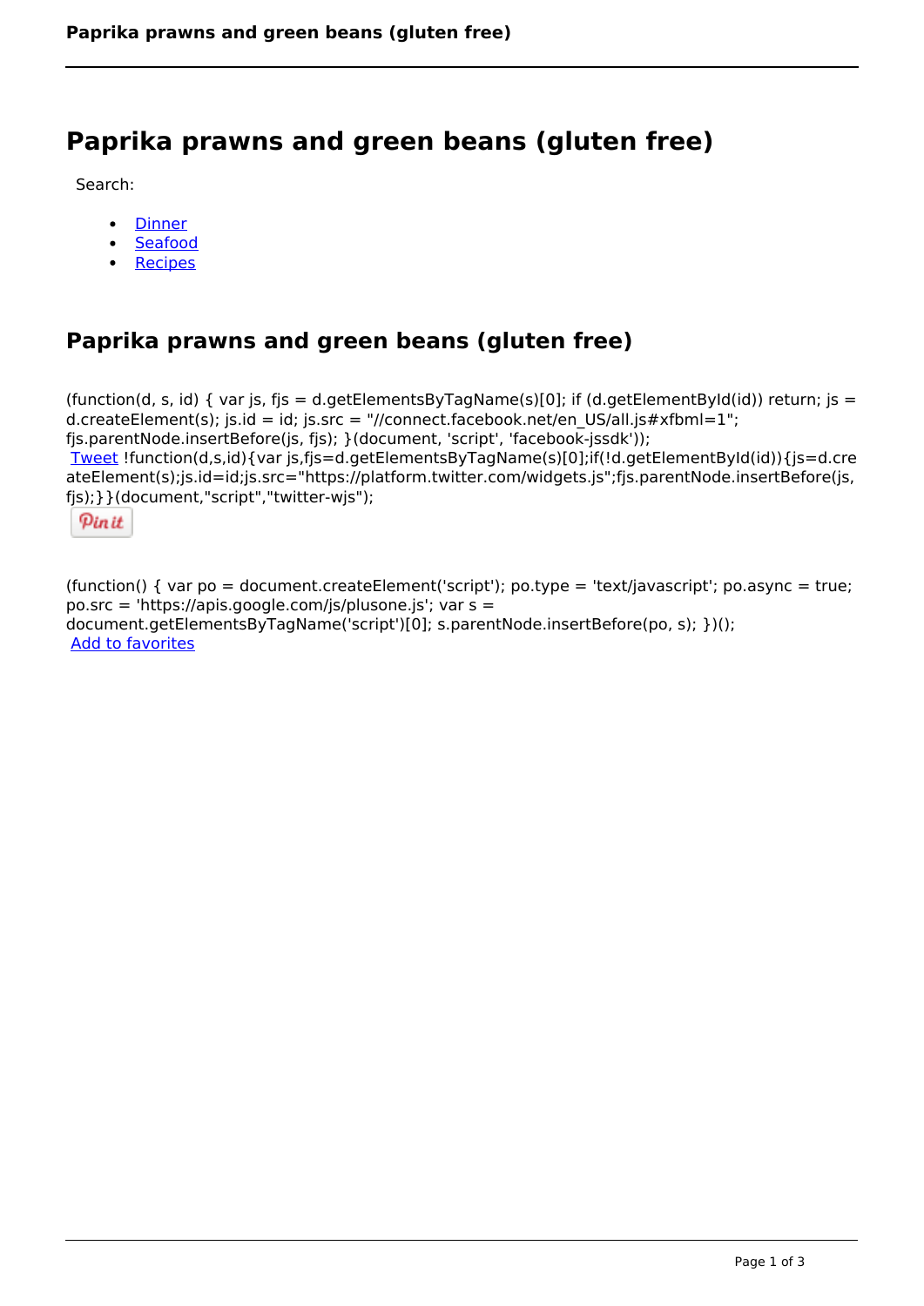# Paprika prawns and green beans (gluten free)

Search:

- Dinner
- Seafood
- Recipes

## Paprika prawns and green beans (gluten free)

(function(d, s, id) { var js, fjs = d.getElementsByTagName(s)[0]; if (d.getElementById(id)) return; js = d.createElement(s); js.id = id; js.src = "//connect.facebook.net/en_US/all.js#xfbml=1"; fjs.parentNode.insertBefore(js, fjs); }(document, 'script', 'facebook-jssdk'));
Tweet !function(d,s,id){var js,fjs=d.getElementsByTagName(s)[0];if(!d.getElementById(id)){js=d.createElement(s);js.id=id;js.src="https://platform.twitter.com/widgets.js";fjs.parentNode.insertBefore(js,fjs);}}(document,"script","twitter-wjs");

Pin it

(function() { var po = document.createElement('script'); po.type = 'text/javascript'; po.async = true; po.src = 'https://apis.google.com/js/plusone.js'; var s = document.getElementsByTagName('script')[0]; s.parentNode.insertBefore(po, s); })();
Add to favorites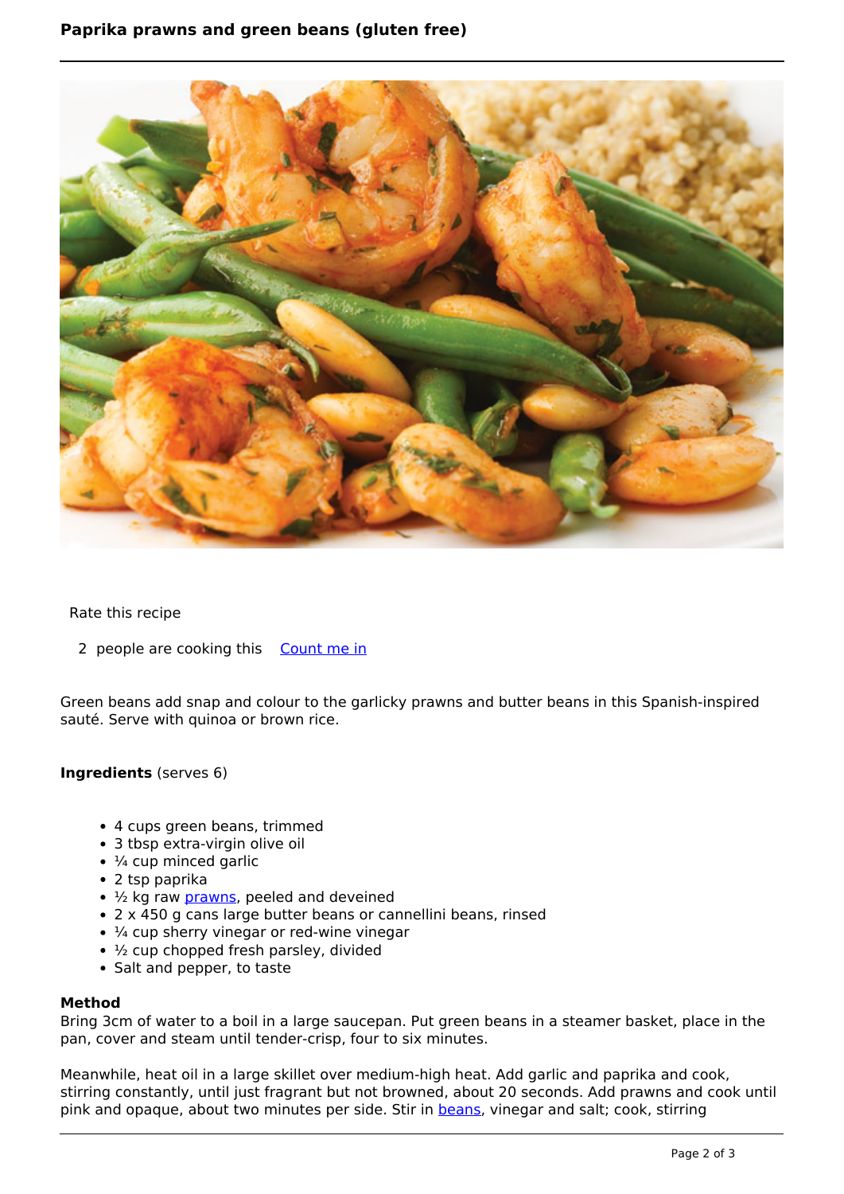# Paprika prawns and green beans (gluten free)

Rate this recipe

2 people are cooking this Count me in

Green beans add snap and colour to the garlicky prawns and butter beans in this Spanish-inspired sauté. Serve with quinoa or brown rice.

**Ingredients** (serves 6)

- 4 cups green beans, trimmed
- 3 tbsp extra-virgin olive oil
- ¼ cup minced garlic
- 2 tsp paprika
- ½ kg raw prawns, peeled and deveined
- 2 x 450 g cans large butter beans or cannellini beans, rinsed
- ¼ cup sherry vinegar or red-wine vinegar
- ½ cup chopped fresh parsley, divided
- Salt and pepper, to taste

**Method**

Bring 3cm of water to a boil in a large saucepan. Put green beans in a steamer basket, place in the pan, cover and steam until tender-crisp, four to six minutes.

Meanwhile, heat oil in a large skillet over medium-high heat. Add garlic and paprika and cook, stirring constantly, until just fragrant but not browned, about 20 seconds. Add prawns and cook until pink and opaque, about two minutes per side. Stir in beans, vinegar and salt; cook, stirring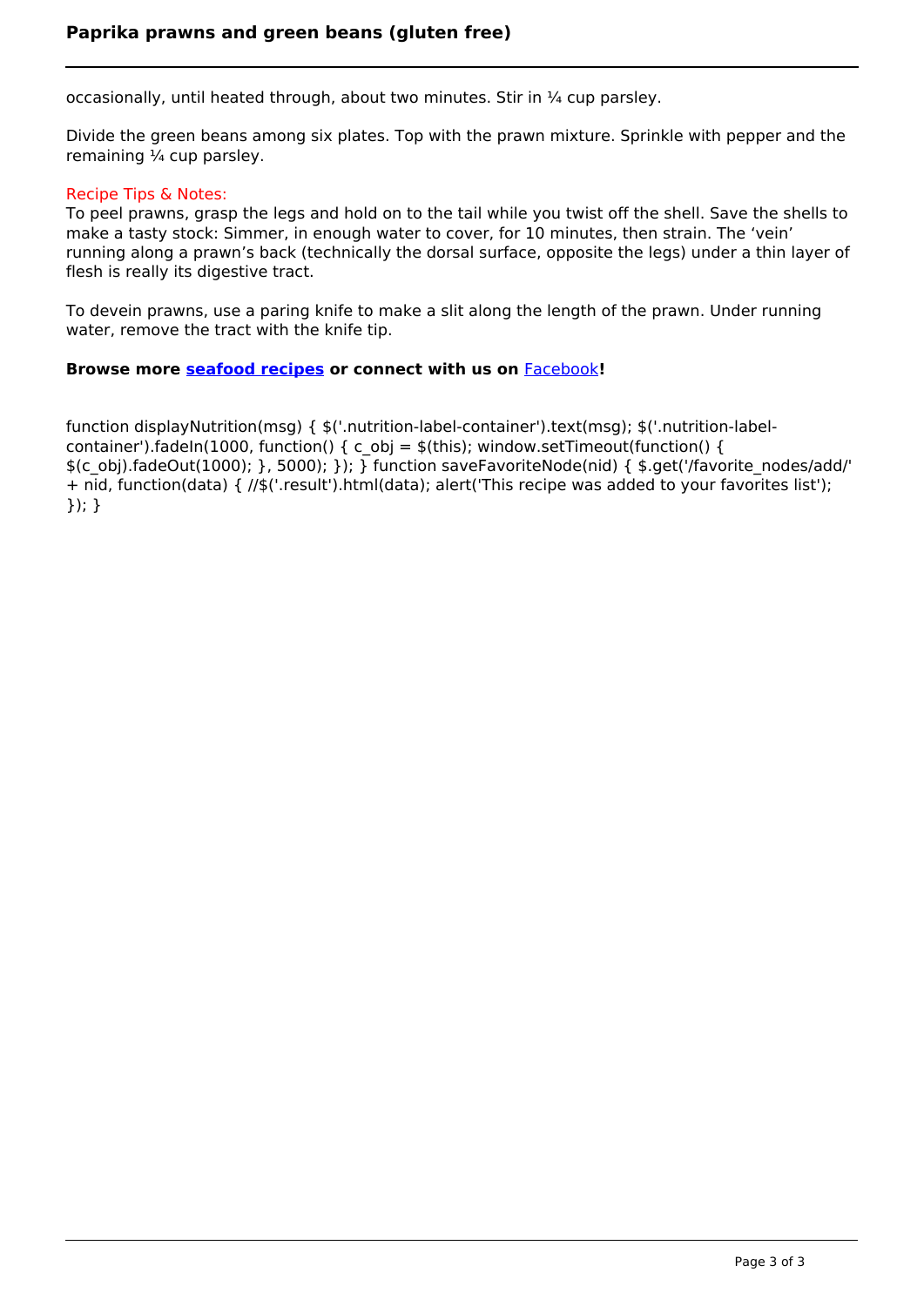occasionally, until heated through, about two minutes. Stir in ¼ cup parsley.

Divide the green beans among six plates. Top with the prawn mixture. Sprinkle with pepper and the remaining ¼ cup parsley.

Recipe Tips & Notes:

To peel prawns, grasp the legs and hold on to the tail while you twist off the shell. Save the shells to make a tasty stock: Simmer, in enough water to cover, for 10 minutes, then strain. The 'vein' running along a prawn's back (technically the dorsal surface, opposite the legs) under a thin layer of flesh is really its digestive tract.

To devein prawns, use a paring knife to make a slit along the length of the prawn. Under running water, remove the tract with the knife tip.

**Browse more seafood recipes or connect with us on Facebook!**

```
function displayNutrition(msg) { $('.nutrition-label-container').text(msg); $('.nutrition-label-container').fadeIn(1000, function() { c_obj = $(this); window.setTimeout(function() { $(c_obj).fadeOut(1000); }, 5000); }); } function saveFavoriteNode(nid) { $.get('/favorite_nodes/add/' + nid, function(data) { //$('.result').html(data); alert('This recipe was added to your favorites list'); }); }
```